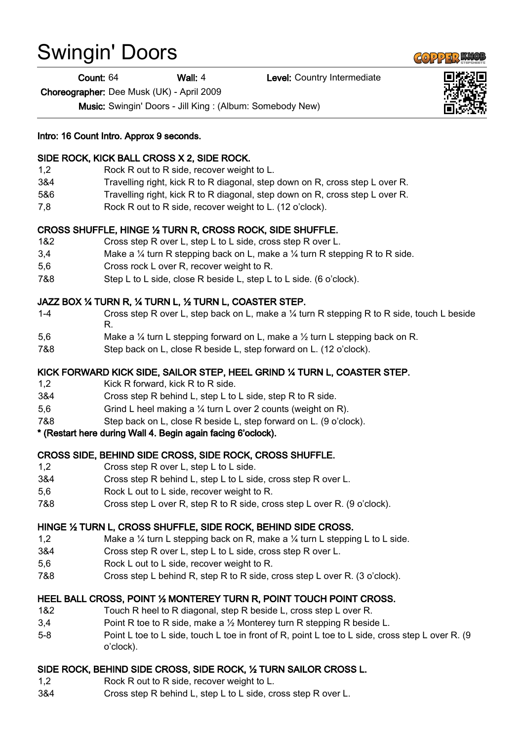# Swingin' Doors

**Count:** 64 **Wall:** 4 **Level:** Country Intermediate

**Choreographer:** Dee Musk (UK) - April 2009

**Music:** Swingin' Doors - Jill King : (Album: Somebody New)

**Intro: 16 Count Intro. Approx 9 seconds.**

**SIDE ROCK, KICK BALL CROSS X 2, SIDE ROCK.**

| | |
|---|---|
| 1,2 | Rock R out to R side, recover weight to L. |
| 3&4 | Travelling right, kick R to R diagonal, step down on R, cross step L over R. |
| 5&6 | Travelling right, kick R to R diagonal, step down on R, cross step L over R. |
| 7,8 | Rock R out to R side, recover weight to L. (12 o'clock). |

**CROSS SHUFFLE, HINGE ½ TURN R, CROSS ROCK, SIDE SHUFFLE.**

| | |
|---|---|
| 1&2 | Cross step R over L, step L to L side, cross step R over L. |
| 3,4 | Make a ¼ turn R stepping back on L, make a ¼ turn R stepping R to R side. |
| 5,6 | Cross rock L over R, recover weight to R. |
| 7&8 | Step L to L side, close R beside L, step L to L side. (6 o'clock). |

**JAZZ BOX ¼ TURN R, ¼ TURN L, ½ TURN L, COASTER STEP.**

| | |
|---|---|
| 1-4 | Cross step R over L, step back on L, make a ¼ turn R stepping R to R side, touch L beside R. |
| 5,6 | Make a ¼ turn L stepping forward on L, make a ½ turn L stepping back on R. |
| 7&8 | Step back on L, close R beside L, step forward on L. (12 o'clock). |

**KICK FORWARD KICK SIDE, SAILOR STEP, HEEL GRIND ¼ TURN L, COASTER STEP.**

| | |
|---|---|
| 1,2 | Kick R forward, kick R to R side. |
| 3&4 | Cross step R behind L, step L to L side, step R to R side. |
| 5,6 | Grind L heel making a ¼ turn L over 2 counts (weight on R). |
| 7&8 | Step back on L, close R beside L, step forward on L. (9 o'clock). |

**\* (Restart here during Wall 4. Begin again facing 6'oclock).**

**CROSS SIDE, BEHIND SIDE CROSS, SIDE ROCK, CROSS SHUFFLE.**

| | |
|---|---|
| 1,2 | Cross step R over L, step L to L side. |
| 3&4 | Cross step R behind L, step L to L side, cross step R over L. |
| 5,6 | Rock L out to L side, recover weight to R. |
| 7&8 | Cross step L over R, step R to R side, cross step L over R. (9 o'clock). |

**HINGE ½ TURN L, CROSS SHUFFLE, SIDE ROCK, BEHIND SIDE CROSS.**

| | |
|---|---|
| 1,2 | Make a ¼ turn L stepping back on R, make a ¼ turn L stepping L to L side. |
| 3&4 | Cross step R over L, step L to L side, cross step R over L. |
| 5,6 | Rock L out to L side, recover weight to R. |
| 7&8 | Cross step L behind R, step R to R side, cross step L over R. (3 o'clock). |

**HEEL BALL CROSS, POINT ½ MONTEREY TURN R, POINT TOUCH POINT CROSS.**

| | |
|---|---|
| 1&2 | Touch R heel to R diagonal, step R beside L, cross step L over R. |
| 3,4 | Point R toe to R side, make a ½ Monterey turn R stepping R beside L. |
| 5-8 | Point L toe to L side, touch L toe in front of R, point L toe to L side, cross step L over R. (9 o'clock). |

**SIDE ROCK, BEHIND SIDE CROSS, SIDE ROCK, ½ TURN SAILOR CROSS L.**

| | |
|---|---|
| 1,2 | Rock R out to R side, recover weight to L. |
| 3&4 | Cross step R behind L, step L to L side, cross step R over L. |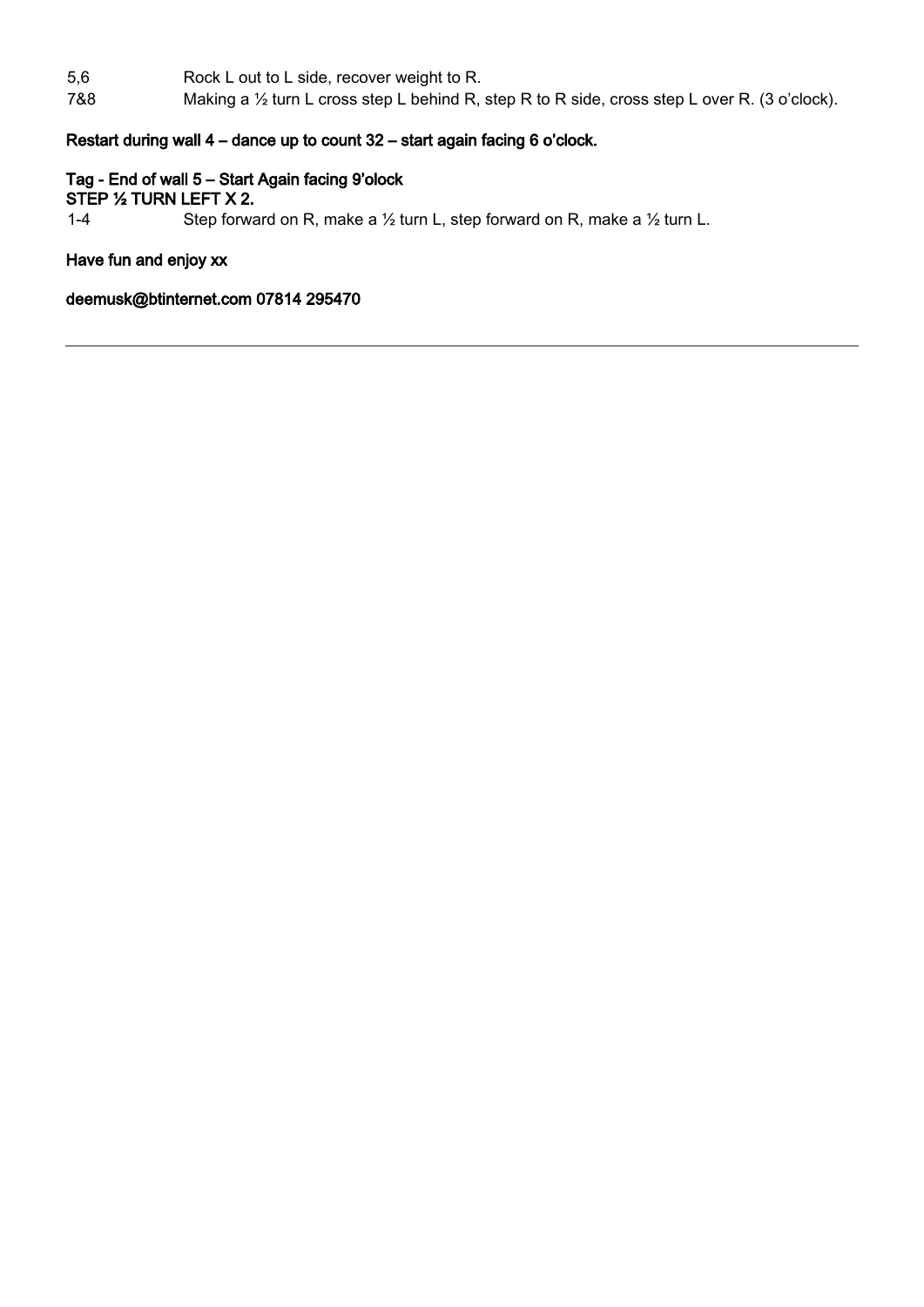| | |
|---|---|
| 5,6 | Rock L out to L side, recover weight to R. |
| 7&8 | Making a ½ turn L cross step L behind R, step R to R side, cross step L over R. (3 o'clock). |

**Restart during wall 4 – dance up to count 32 – start again facing 6 o'clock.**

**Tag - End of wall 5 – Start Again facing 9'olock**
**STEP ½ TURN LEFT X 2.**

| | |
|---|---|
| 1-4 | Step forward on R, make a ½ turn L, step forward on R, make a ½ turn L. |

**Have fun and enjoy xx**

**deemusk@btinternet.com 07814 295470**

---